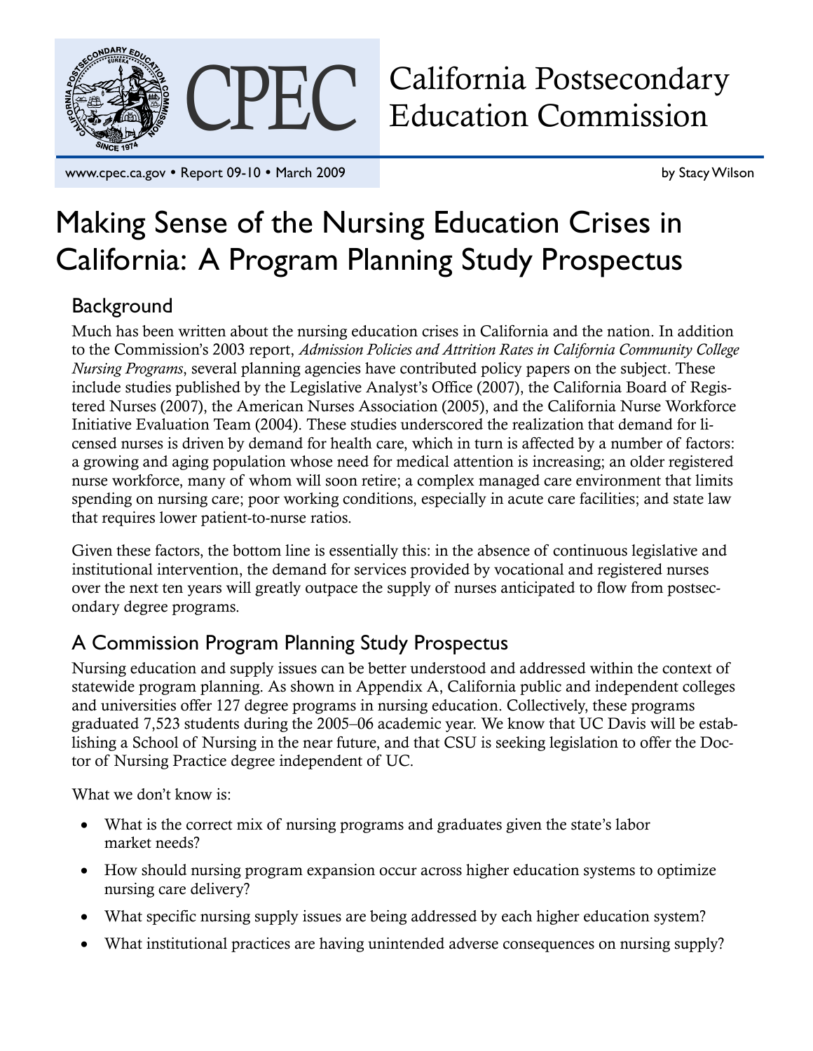# CPEC California Postsecondary Education Commission

www.cpec.ca.gov • Report 09-10 • March 2009

by Stacy Wilson

# Making Sense of the Nursing Education Crises in California: A Program Planning Study Prospectus

## Background

Much has been written about the nursing education crises in California and the nation. In addition to the Commission's 2003 report, *Admission Policies and Attrition Rates in California Community College Nursing Programs*, several planning agencies have contributed policy papers on the subject. These include studies published by the Legislative Analyst's Office (2007), the California Board of Registered Nurses (2007), the American Nurses Association (2005), and the California Nurse Workforce Initiative Evaluation Team (2004). These studies underscored the realization that demand for licensed nurses is driven by demand for health care, which in turn is affected by a number of factors: a growing and aging population whose need for medical attention is increasing; an older registered nurse workforce, many of whom will soon retire; a complex managed care environment that limits spending on nursing care; poor working conditions, especially in acute care facilities; and state law that requires lower patient-to-nurse ratios.

Given these factors, the bottom line is essentially this: in the absence of continuous legislative and institutional intervention, the demand for services provided by vocational and registered nurses over the next ten years will greatly outpace the supply of nurses anticipated to flow from postsecondary degree programs.

## A Commission Program Planning Study Prospectus

Nursing education and supply issues can be better understood and addressed within the context of statewide program planning. As shown in Appendix A, California public and independent colleges and universities offer 127 degree programs in nursing education. Collectively, these programs graduated 7,523 students during the 2005–06 academic year. We know that UC Davis will be establishing a School of Nursing in the near future, and that CSU is seeking legislation to offer the Doctor of Nursing Practice degree independent of UC.

What we don't know is:

- What is the correct mix of nursing programs and graduates given the state's labor market needs?
- How should nursing program expansion occur across higher education systems to optimize nursing care delivery?
- What specific nursing supply issues are being addressed by each higher education system?
- What institutional practices are having unintended adverse consequences on nursing supply?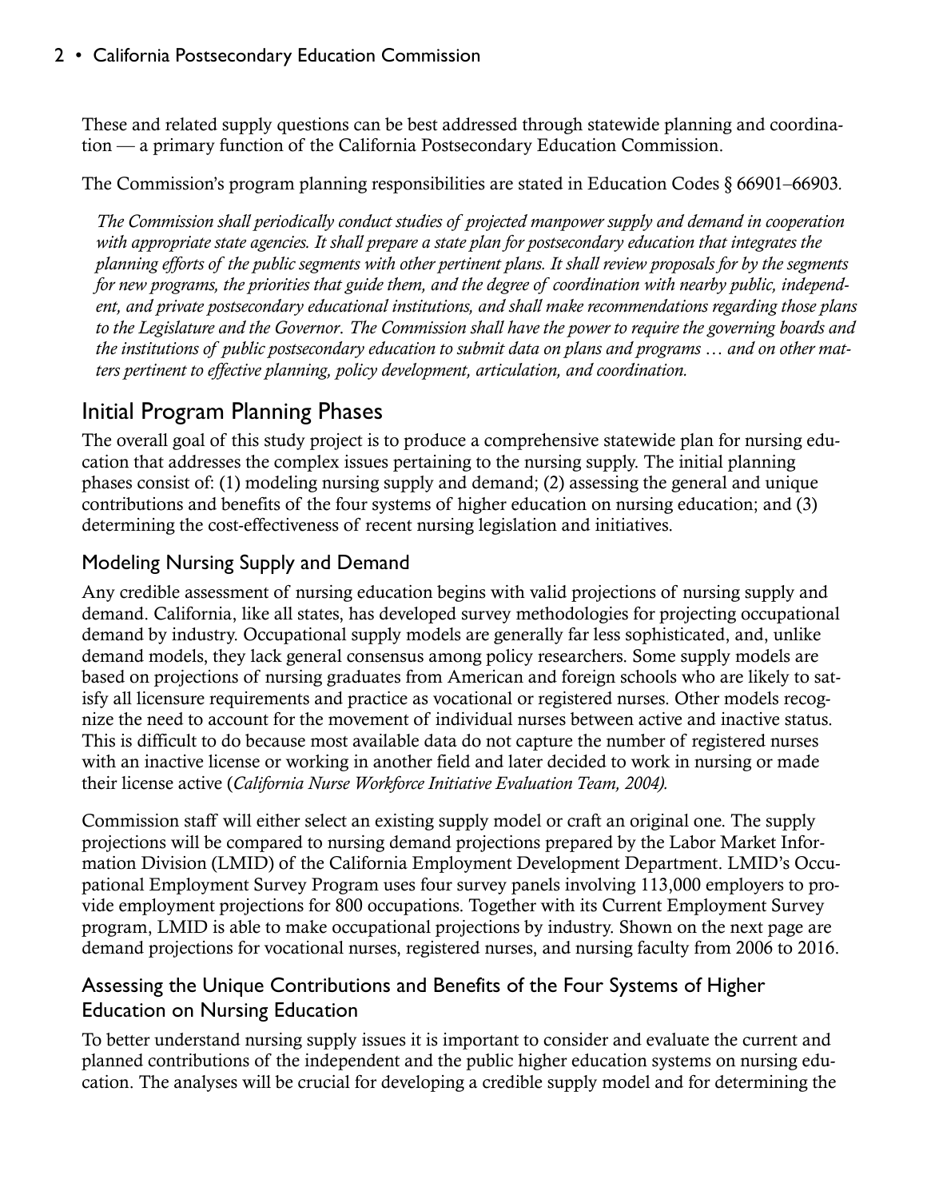These and related supply questions can be best addressed through statewide planning and coordination — a primary function of the California Postsecondary Education Commission.

The Commission's program planning responsibilities are stated in Education Codes § 66901–66903.

> *The Commission shall periodically conduct studies of projected manpower supply and demand in cooperation with appropriate state agencies. It shall prepare a state plan for postsecondary education that integrates the planning efforts of the public segments with other pertinent plans. It shall review proposals for by the segments for new programs, the priorities that guide them, and the degree of coordination with nearby public, independent, and private postsecondary educational institutions, and shall make recommendations regarding those plans to the Legislature and the Governor. The Commission shall have the power to require the governing boards and the institutions of public postsecondary education to submit data on plans and programs … and on other matters pertinent to effective planning, policy development, articulation, and coordination.*

## Initial Program Planning Phases

The overall goal of this study project is to produce a comprehensive statewide plan for nursing education that addresses the complex issues pertaining to the nursing supply. The initial planning phases consist of: (1) modeling nursing supply and demand; (2) assessing the general and unique contributions and benefits of the four systems of higher education on nursing education; and (3) determining the cost-effectiveness of recent nursing legislation and initiatives.

### Modeling Nursing Supply and Demand

Any credible assessment of nursing education begins with valid projections of nursing supply and demand. California, like all states, has developed survey methodologies for projecting occupational demand by industry. Occupational supply models are generally far less sophisticated, and, unlike demand models, they lack general consensus among policy researchers. Some supply models are based on projections of nursing graduates from American and foreign schools who are likely to satisfy all licensure requirements and practice as vocational or registered nurses. Other models recognize the need to account for the movement of individual nurses between active and inactive status. This is difficult to do because most available data do not capture the number of registered nurses with an inactive license or working in another field and later decided to work in nursing or made their license active (*California Nurse Workforce Initiative Evaluation Team, 2004).*

Commission staff will either select an existing supply model or craft an original one. The supply projections will be compared to nursing demand projections prepared by the Labor Market Information Division (LMID) of the California Employment Development Department. LMID's Occupational Employment Survey Program uses four survey panels involving 113,000 employers to provide employment projections for 800 occupations. Together with its Current Employment Survey program, LMID is able to make occupational projections by industry. Shown on the next page are demand projections for vocational nurses, registered nurses, and nursing faculty from 2006 to 2016.

### Assessing the Unique Contributions and Benefits of the Four Systems of Higher Education on Nursing Education

To better understand nursing supply issues it is important to consider and evaluate the current and planned contributions of the independent and the public higher education systems on nursing education. The analyses will be crucial for developing a credible supply model and for determining the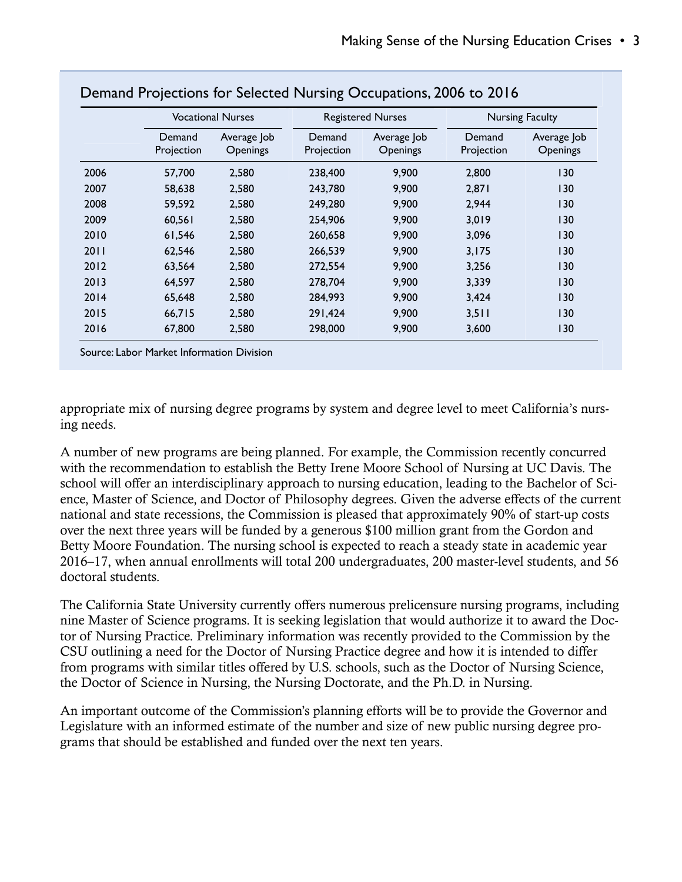## Demand Projections for Selected Nursing Occupations, 2006 to 2016

| | Vocational Nurses | | Registered Nurses | | Nursing Faculty | |
|---|---|---|---|---|---|---|
| | Demand Projection | Average Job Openings | Demand Projection | Average Job Openings | Demand Projection | Average Job Openings |
| 2006 | 57,700 | 2,580 | 238,400 | 9,900 | 2,800 | 130 |
| 2007 | 58,638 | 2,580 | 243,780 | 9,900 | 2,871 | 130 |
| 2008 | 59,592 | 2,580 | 249,280 | 9,900 | 2,944 | 130 |
| 2009 | 60,561 | 2,580 | 254,906 | 9,900 | 3,019 | 130 |
| 2010 | 61,546 | 2,580 | 260,658 | 9,900 | 3,096 | 130 |
| 2011 | 62,546 | 2,580 | 266,539 | 9,900 | 3,175 | 130 |
| 2012 | 63,564 | 2,580 | 272,554 | 9,900 | 3,256 | 130 |
| 2013 | 64,597 | 2,580 | 278,704 | 9,900 | 3,339 | 130 |
| 2014 | 65,648 | 2,580 | 284,993 | 9,900 | 3,424 | 130 |
| 2015 | 66,715 | 2,580 | 291,424 | 9,900 | 3,511 | 130 |
| 2016 | 67,800 | 2,580 | 298,000 | 9,900 | 3,600 | 130 |

Source: Labor Market Information Division

appropriate mix of nursing degree programs by system and degree level to meet California's nursing needs.

A number of new programs are being planned. For example, the Commission recently concurred with the recommendation to establish the Betty Irene Moore School of Nursing at UC Davis. The school will offer an interdisciplinary approach to nursing education, leading to the Bachelor of Science, Master of Science, and Doctor of Philosophy degrees. Given the adverse effects of the current national and state recessions, the Commission is pleased that approximately 90% of start-up costs over the next three years will be funded by a generous $100 million grant from the Gordon and Betty Moore Foundation. The nursing school is expected to reach a steady state in academic year 2016–17, when annual enrollments will total 200 undergraduates, 200 master-level students, and 56 doctoral students.

The California State University currently offers numerous prelicensure nursing programs, including nine Master of Science programs. It is seeking legislation that would authorize it to award the Doctor of Nursing Practice. Preliminary information was recently provided to the Commission by the CSU outlining a need for the Doctor of Nursing Practice degree and how it is intended to differ from programs with similar titles offered by U.S. schools, such as the Doctor of Nursing Science, the Doctor of Science in Nursing, the Nursing Doctorate, and the Ph.D. in Nursing.

An important outcome of the Commission's planning efforts will be to provide the Governor and Legislature with an informed estimate of the number and size of new public nursing degree programs that should be established and funded over the next ten years.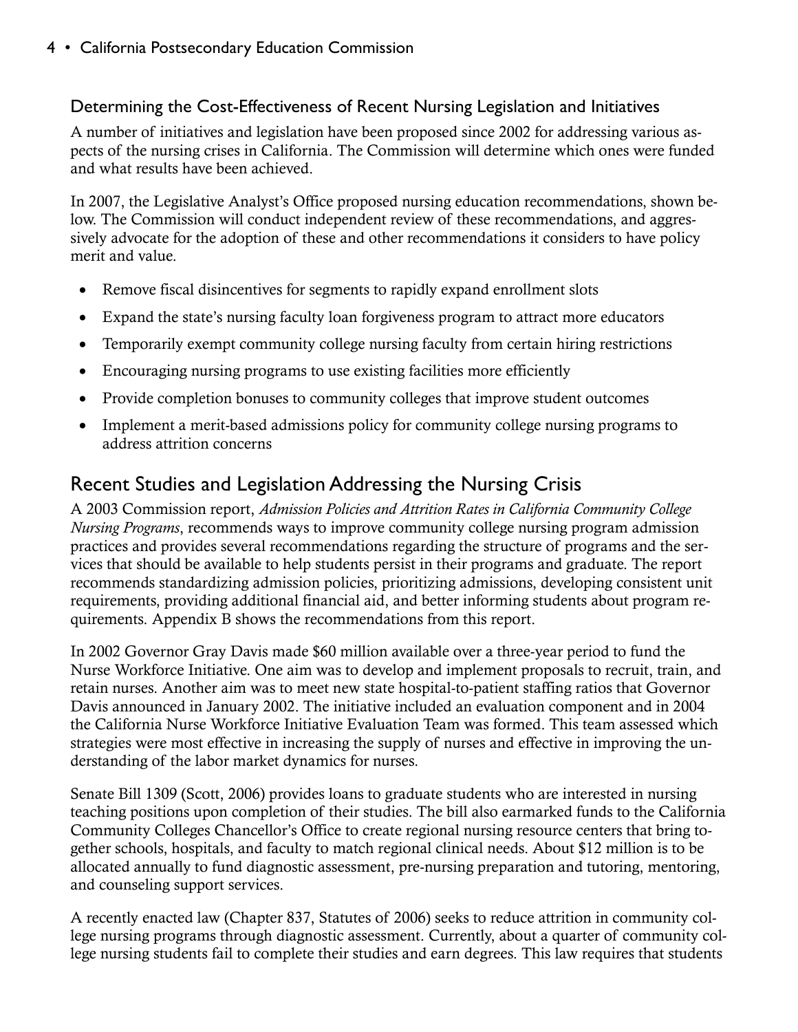### Determining the Cost-Effectiveness of Recent Nursing Legislation and Initiatives

A number of initiatives and legislation have been proposed since 2002 for addressing various aspects of the nursing crises in California. The Commission will determine which ones were funded and what results have been achieved.

In 2007, the Legislative Analyst's Office proposed nursing education recommendations, shown below. The Commission will conduct independent review of these recommendations, and aggressively advocate for the adoption of these and other recommendations it considers to have policy merit and value.

- Remove fiscal disincentives for segments to rapidly expand enrollment slots
- Expand the state's nursing faculty loan forgiveness program to attract more educators
- Temporarily exempt community college nursing faculty from certain hiring restrictions
- Encouraging nursing programs to use existing facilities more efficiently
- Provide completion bonuses to community colleges that improve student outcomes
- Implement a merit-based admissions policy for community college nursing programs to address attrition concerns

## Recent Studies and Legislation Addressing the Nursing Crisis

A 2003 Commission report, *Admission Policies and Attrition Rates in California Community College Nursing Programs*, recommends ways to improve community college nursing program admission practices and provides several recommendations regarding the structure of programs and the services that should be available to help students persist in their programs and graduate. The report recommends standardizing admission policies, prioritizing admissions, developing consistent unit requirements, providing additional financial aid, and better informing students about program requirements. Appendix B shows the recommendations from this report.

In 2002 Governor Gray Davis made $60 million available over a three-year period to fund the Nurse Workforce Initiative. One aim was to develop and implement proposals to recruit, train, and retain nurses. Another aim was to meet new state hospital-to-patient staffing ratios that Governor Davis announced in January 2002. The initiative included an evaluation component and in 2004 the California Nurse Workforce Initiative Evaluation Team was formed. This team assessed which strategies were most effective in increasing the supply of nurses and effective in improving the understanding of the labor market dynamics for nurses.

Senate Bill 1309 (Scott, 2006) provides loans to graduate students who are interested in nursing teaching positions upon completion of their studies. The bill also earmarked funds to the California Community Colleges Chancellor's Office to create regional nursing resource centers that bring together schools, hospitals, and faculty to match regional clinical needs. About $12 million is to be allocated annually to fund diagnostic assessment, pre-nursing preparation and tutoring, mentoring, and counseling support services.

A recently enacted law (Chapter 837, Statutes of 2006) seeks to reduce attrition in community college nursing programs through diagnostic assessment. Currently, about a quarter of community college nursing students fail to complete their studies and earn degrees. This law requires that students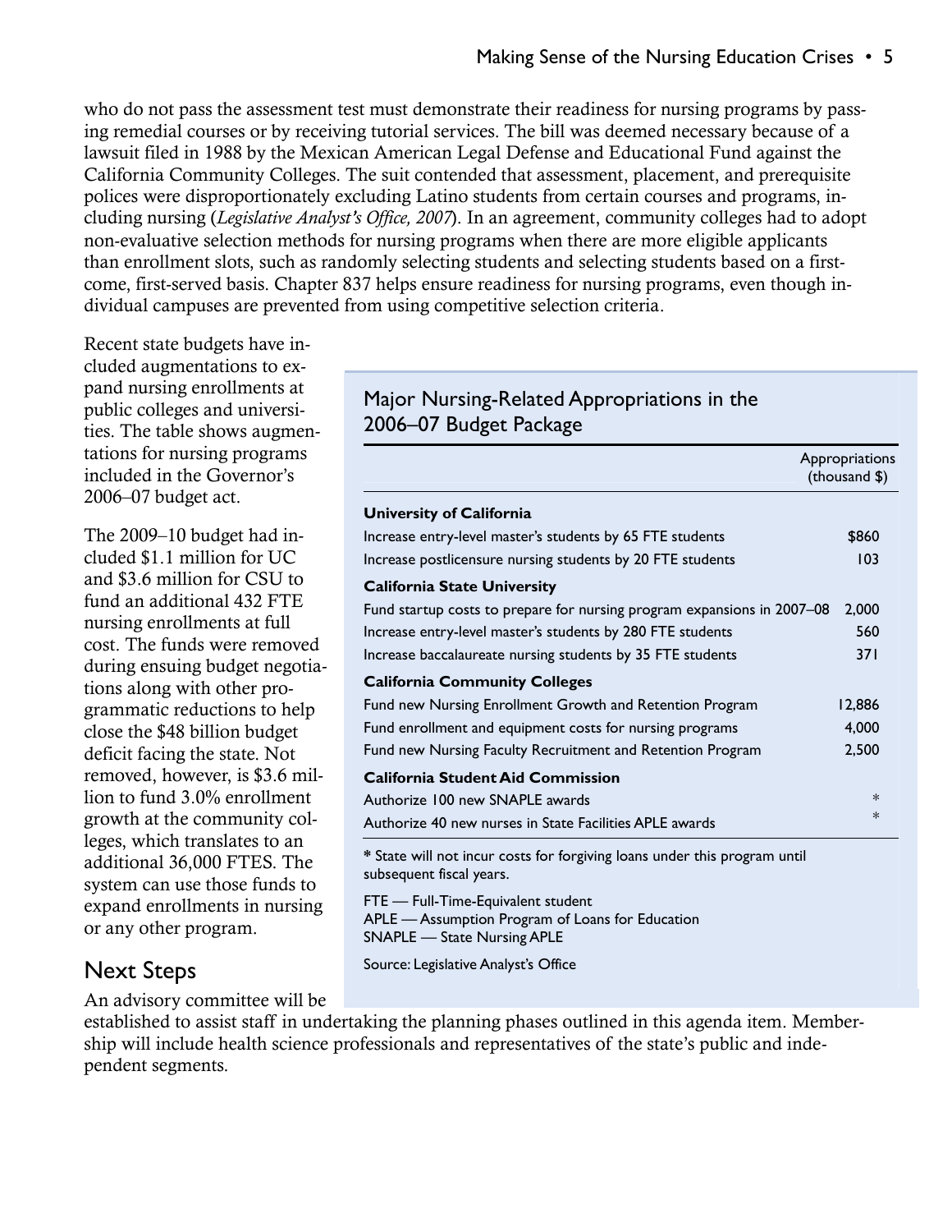who do not pass the assessment test must demonstrate their readiness for nursing programs by passing remedial courses or by receiving tutorial services. The bill was deemed necessary because of a lawsuit filed in 1988 by the Mexican American Legal Defense and Educational Fund against the California Community Colleges. The suit contended that assessment, placement, and prerequisite polices were disproportionately excluding Latino students from certain courses and programs, including nursing (*Legislative Analyst's Office, 2007*). In an agreement, community colleges had to adopt non-evaluative selection methods for nursing programs when there are more eligible applicants than enrollment slots, such as randomly selecting students and selecting students based on a first-come, first-served basis. Chapter 837 helps ensure readiness for nursing programs, even though individual campuses are prevented from using competitive selection criteria.

Recent state budgets have included augmentations to expand nursing enrollments at public colleges and universities. The table shows augmentations for nursing programs included in the Governor's 2006–07 budget act.

The 2009–10 budget had included $1.1 million for UC and $3.6 million for CSU to fund an additional 432 FTE nursing enrollments at full cost. The funds were removed during ensuing budget negotiations along with other programmatic reductions to help close the $48 billion budget deficit facing the state. Not removed, however, is $3.6 million to fund 3.0% enrollment growth at the community colleges, which translates to an additional 36,000 FTES. The system can use those funds to expand enrollments in nursing or any other program.

### Major Nursing-Related Appropriations in the 2006–07 Budget Package

| | Appropriations (thousand $) |
|---|---|
| **University of California** | |
| Increase entry-level master's students by 65 FTE students | $860 |
| Increase postlicensure nursing students by 20 FTE students | 103 |
| **California State University** | |
| Fund startup costs to prepare for nursing program expansions in 2007–08 | 2,000 |
| Increase entry-level master's students by 280 FTE students | 560 |
| Increase baccalaureate nursing students by 35 FTE students | 371 |
| **California Community Colleges** | |
| Fund new Nursing Enrollment Growth and Retention Program | 12,886 |
| Fund enrollment and equipment costs for nursing programs | 4,000 |
| Fund new Nursing Faculty Recruitment and Retention Program | 2,500 |
| **California Student Aid Commission** | |
| Authorize 100 new SNAPLE awards | * |
| Authorize 40 new nurses in State Facilities APLE awards | * |

\* State will not incur costs for forgiving loans under this program until subsequent fiscal years.

FTE — Full-Time-Equivalent student
APLE — Assumption Program of Loans for Education
SNAPLE — State Nursing APLE

Source: Legislative Analyst's Office

## Next Steps

An advisory committee will be established to assist staff in undertaking the planning phases outlined in this agenda item. Membership will include health science professionals and representatives of the state's public and independent segments.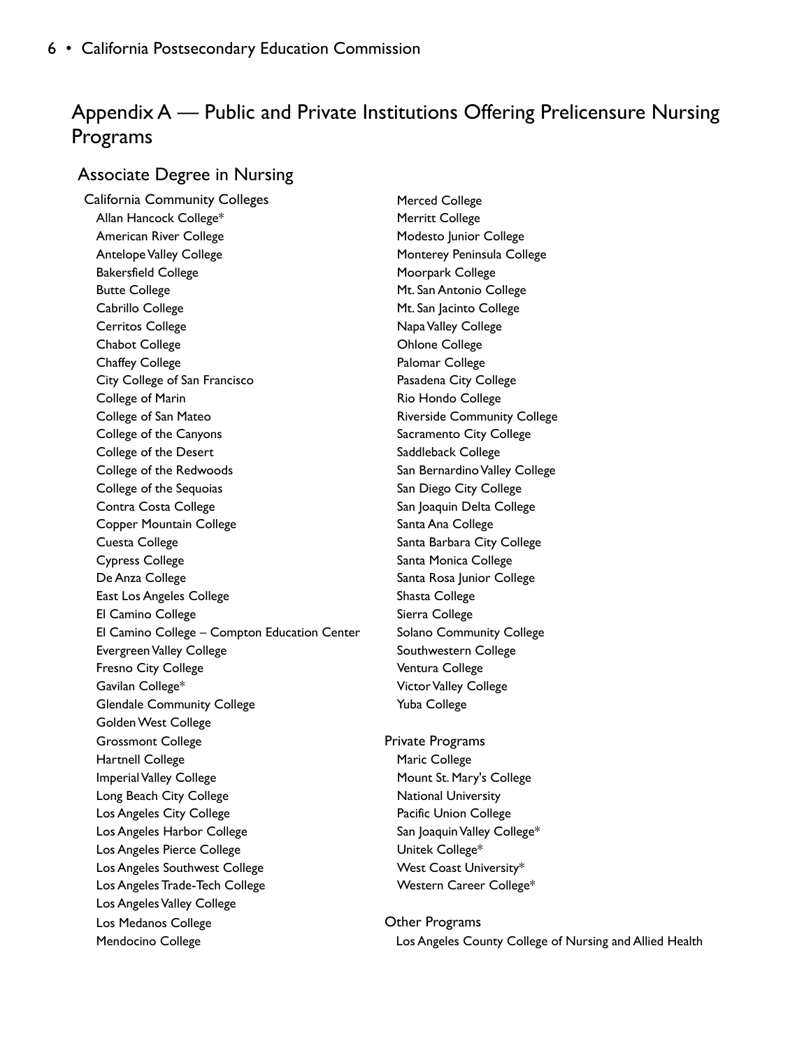# Appendix A — Public and Private Institutions Offering Prelicensure Nursing Programs

## Associate Degree in Nursing

### California Community Colleges

- Allan Hancock College*
- American River College
- Antelope Valley College
- Bakersfield College
- Butte College
- Cabrillo College
- Cerritos College
- Chabot College
- Chaffey College
- City College of San Francisco
- College of Marin
- College of San Mateo
- College of the Canyons
- College of the Desert
- College of the Redwoods
- College of the Sequoias
- Contra Costa College
- Copper Mountain College
- Cuesta College
- Cypress College
- De Anza College
- East Los Angeles College
- El Camino College
- El Camino College – Compton Education Center
- Evergreen Valley College
- Fresno City College
- Gavilan College*
- Glendale Community College
- Golden West College
- Grossmont College
- Hartnell College
- Imperial Valley College
- Long Beach City College
- Los Angeles City College
- Los Angeles Harbor College
- Los Angeles Pierce College
- Los Angeles Southwest College
- Los Angeles Trade-Tech College
- Los Angeles Valley College
- Los Medanos College
- Mendocino College
- Merced College
- Merritt College
- Modesto Junior College
- Monterey Peninsula College
- Moorpark College
- Mt. San Antonio College
- Mt. San Jacinto College
- Napa Valley College
- Ohlone College
- Palomar College
- Pasadena City College
- Rio Hondo College
- Riverside Community College
- Sacramento City College
- Saddleback College
- San Bernardino Valley College
- San Diego City College
- San Joaquin Delta College
- Santa Ana College
- Santa Barbara City College
- Santa Monica College
- Santa Rosa Junior College
- Shasta College
- Sierra College
- Solano Community College
- Southwestern College
- Ventura College
- Victor Valley College
- Yuba College

### Private Programs

- Maric College
- Mount St. Mary's College
- National University
- Pacific Union College
- San Joaquin Valley College*
- Unitek College*
- West Coast University*
- Western Career College*

### Other Programs

- Los Angeles County College of Nursing and Allied Health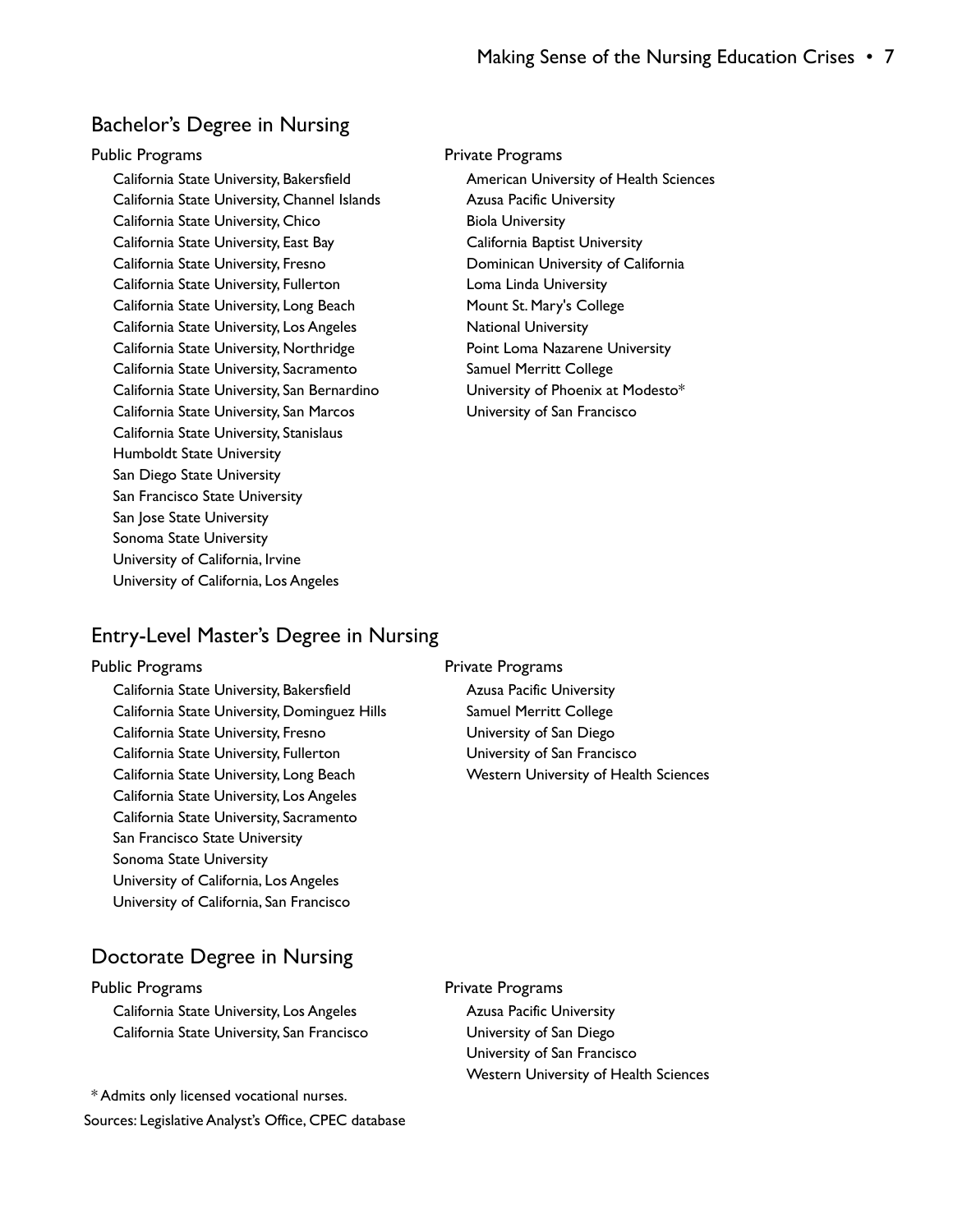## Bachelor's Degree in Nursing

### Public Programs

- California State University, Bakersfield
- California State University, Channel Islands
- California State University, Chico
- California State University, East Bay
- California State University, Fresno
- California State University, Fullerton
- California State University, Long Beach
- California State University, Los Angeles
- California State University, Northridge
- California State University, Sacramento
- California State University, San Bernardino
- California State University, San Marcos
- California State University, Stanislaus
- Humboldt State University
- San Diego State University
- San Francisco State University
- San Jose State University
- Sonoma State University
- University of California, Irvine
- University of California, Los Angeles

### Private Programs

- American University of Health Sciences
- Azusa Pacific University
- Biola University
- California Baptist University
- Dominican University of California
- Loma Linda University
- Mount St. Mary's College
- National University
- Point Loma Nazarene University
- Samuel Merritt College
- University of Phoenix at Modesto*
- University of San Francisco

## Entry-Level Master's Degree in Nursing

### Public Programs

- California State University, Bakersfield
- California State University, Dominguez Hills
- California State University, Fresno
- California State University, Fullerton
- California State University, Long Beach
- California State University, Los Angeles
- California State University, Sacramento
- San Francisco State University
- Sonoma State University
- University of California, Los Angeles
- University of California, San Francisco

### Private Programs

- Azusa Pacific University
- Samuel Merritt College
- University of San Diego
- University of San Francisco
- Western University of Health Sciences

## Doctorate Degree in Nursing

### Public Programs

- California State University, Los Angeles
- California State University, San Francisco

### Private Programs

- Azusa Pacific University
- University of San Diego
- University of San Francisco
- Western University of Health Sciences

\* Admits only licensed vocational nurses.

Sources: Legislative Analyst's Office, CPEC database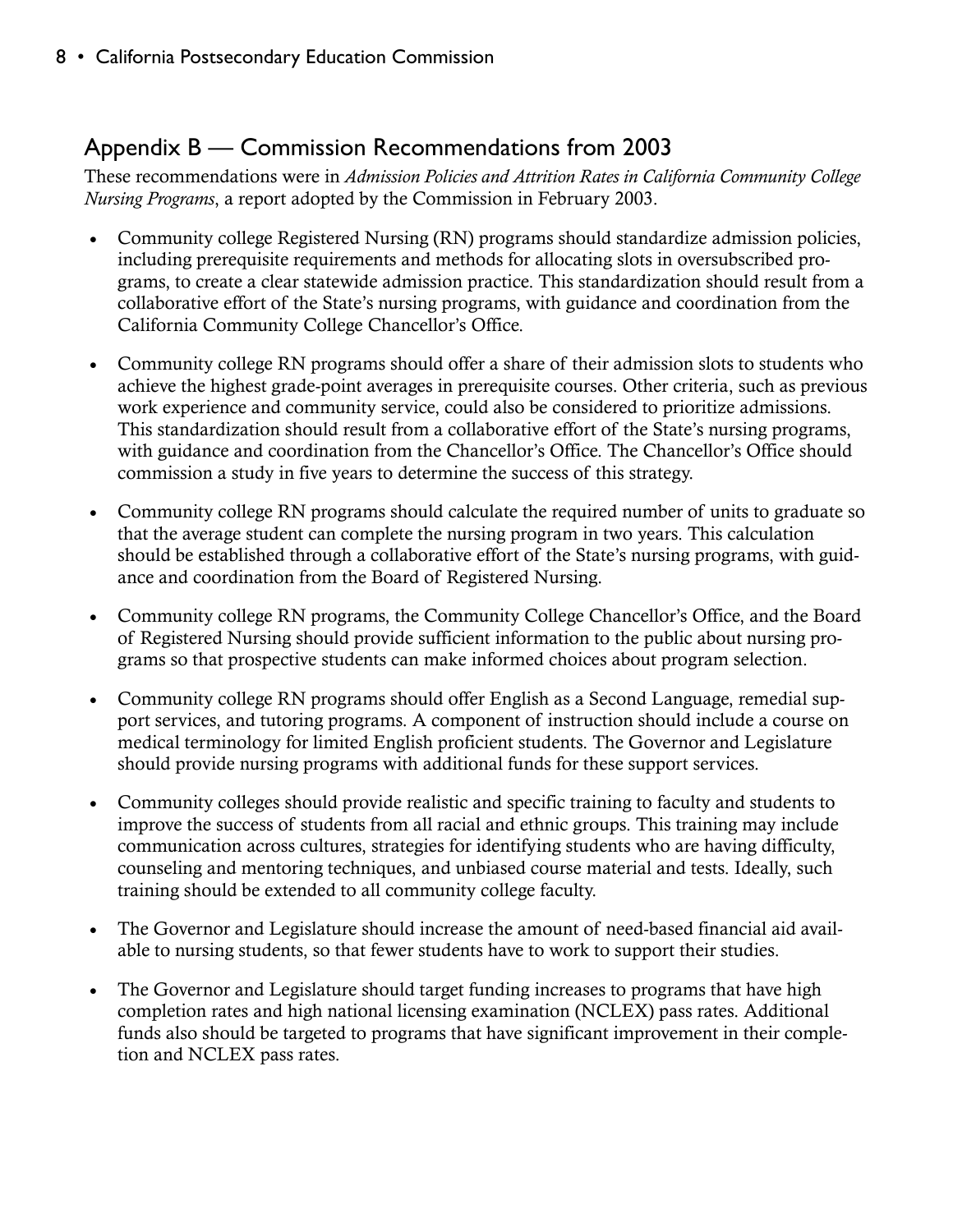## Appendix B — Commission Recommendations from 2003

These recommendations were in *Admission Policies and Attrition Rates in California Community College Nursing Programs*, a report adopted by the Commission in February 2003.

- Community college Registered Nursing (RN) programs should standardize admission policies, including prerequisite requirements and methods for allocating slots in oversubscribed programs, to create a clear statewide admission practice. This standardization should result from a collaborative effort of the State's nursing programs, with guidance and coordination from the California Community College Chancellor's Office.
- Community college RN programs should offer a share of their admission slots to students who achieve the highest grade-point averages in prerequisite courses. Other criteria, such as previous work experience and community service, could also be considered to prioritize admissions. This standardization should result from a collaborative effort of the State's nursing programs, with guidance and coordination from the Chancellor's Office. The Chancellor's Office should commission a study in five years to determine the success of this strategy.
- Community college RN programs should calculate the required number of units to graduate so that the average student can complete the nursing program in two years. This calculation should be established through a collaborative effort of the State's nursing programs, with guidance and coordination from the Board of Registered Nursing.
- Community college RN programs, the Community College Chancellor's Office, and the Board of Registered Nursing should provide sufficient information to the public about nursing programs so that prospective students can make informed choices about program selection.
- Community college RN programs should offer English as a Second Language, remedial support services, and tutoring programs. A component of instruction should include a course on medical terminology for limited English proficient students. The Governor and Legislature should provide nursing programs with additional funds for these support services.
- Community colleges should provide realistic and specific training to faculty and students to improve the success of students from all racial and ethnic groups. This training may include communication across cultures, strategies for identifying students who are having difficulty, counseling and mentoring techniques, and unbiased course material and tests. Ideally, such training should be extended to all community college faculty.
- The Governor and Legislature should increase the amount of need-based financial aid available to nursing students, so that fewer students have to work to support their studies.
- The Governor and Legislature should target funding increases to programs that have high completion rates and high national licensing examination (NCLEX) pass rates. Additional funds also should be targeted to programs that have significant improvement in their completion and NCLEX pass rates.